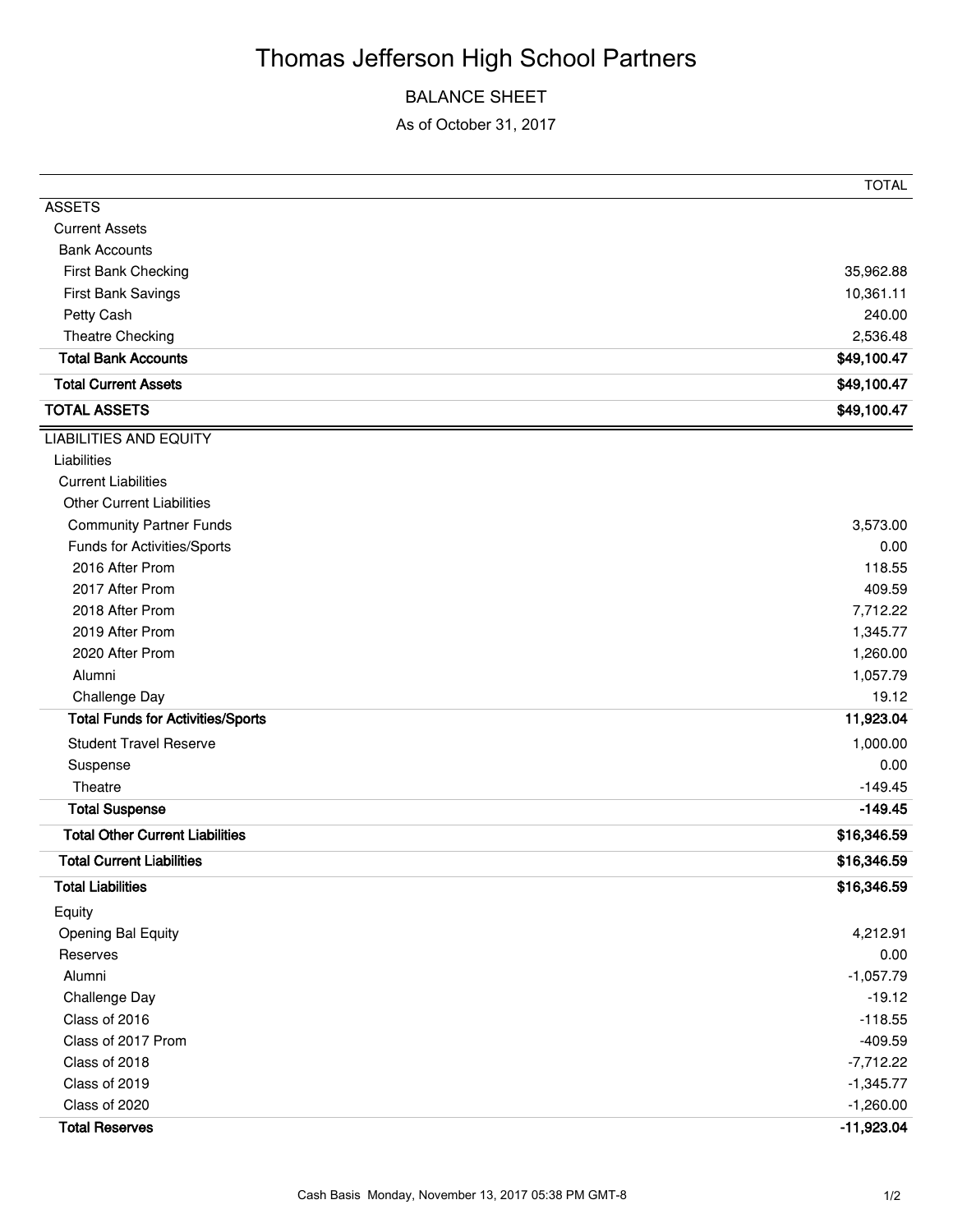# Thomas Jefferson High School Partners

## BALANCE SHEET

As of October 31, 2017

| | TOTAL |
|---|---|
| ASSETS | |
| Current Assets | |
| Bank Accounts | |
| First Bank Checking | 35,962.88 |
| First Bank Savings | 10,361.11 |
| Petty Cash | 240.00 |
| Theatre Checking | 2,536.48 |
| **Total Bank Accounts** | **$49,100.47** |
| **Total Current Assets** | **$49,100.47** |
| **TOTAL ASSETS** | **$49,100.47** |
| LIABILITIES AND EQUITY | |
| Liabilities | |
| Current Liabilities | |
| Other Current Liabilities | |
| Community Partner Funds | 3,573.00 |
| Funds for Activities/Sports | 0.00 |
| 2016 After Prom | 118.55 |
| 2017 After Prom | 409.59 |
| 2018 After Prom | 7,712.22 |
| 2019 After Prom | 1,345.77 |
| 2020 After Prom | 1,260.00 |
| Alumni | 1,057.79 |
| Challenge Day | 19.12 |
| **Total Funds for Activities/Sports** | **11,923.04** |
| Student Travel Reserve | 1,000.00 |
| Suspense | 0.00 |
| Theatre | -149.45 |
| **Total Suspense** | **-149.45** |
| **Total Other Current Liabilities** | **$16,346.59** |
| **Total Current Liabilities** | **$16,346.59** |
| **Total Liabilities** | **$16,346.59** |
| Equity | |
| Opening Bal Equity | 4,212.91 |
| Reserves | 0.00 |
| Alumni | -1,057.79 |
| Challenge Day | -19.12 |
| Class of 2016 | -118.55 |
| Class of 2017 Prom | -409.59 |
| Class of 2018 | -7,712.22 |
| Class of 2019 | -1,345.77 |
| Class of 2020 | -1,260.00 |
| **Total Reserves** | **-11,923.04** |

Cash Basis Monday, November 13, 2017 05:38 PM GMT-8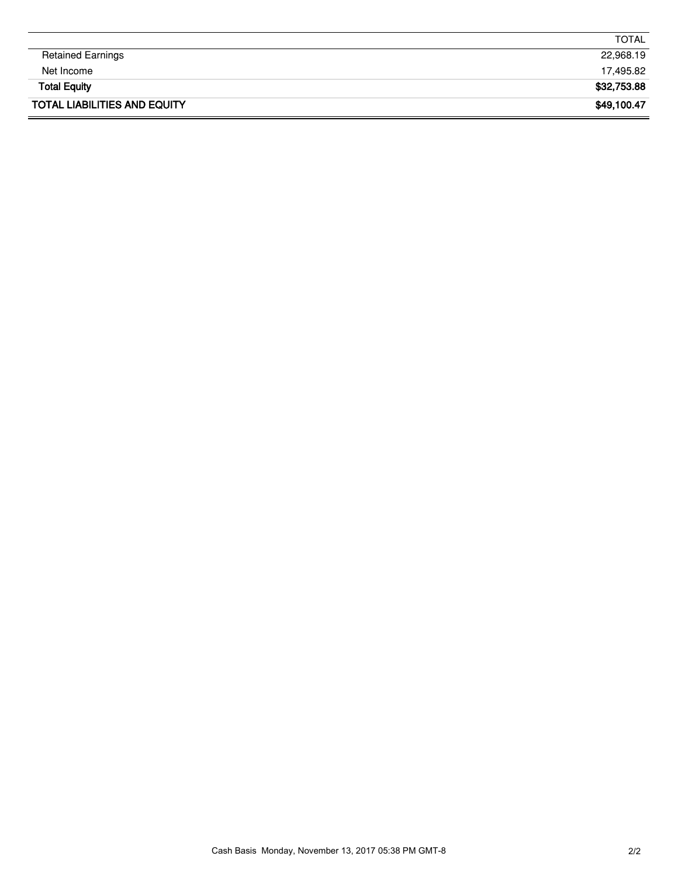| | TOTAL |
|---|---|
| Retained Earnings | 22,968.19 |
| Net Income | 17,495.82 |
| **Total Equity** | **$32,753.88** |
| **TOTAL LIABILITIES AND EQUITY** | **$49,100.47** |

Cash Basis Monday, November 13, 2017 05:38 PM GMT-8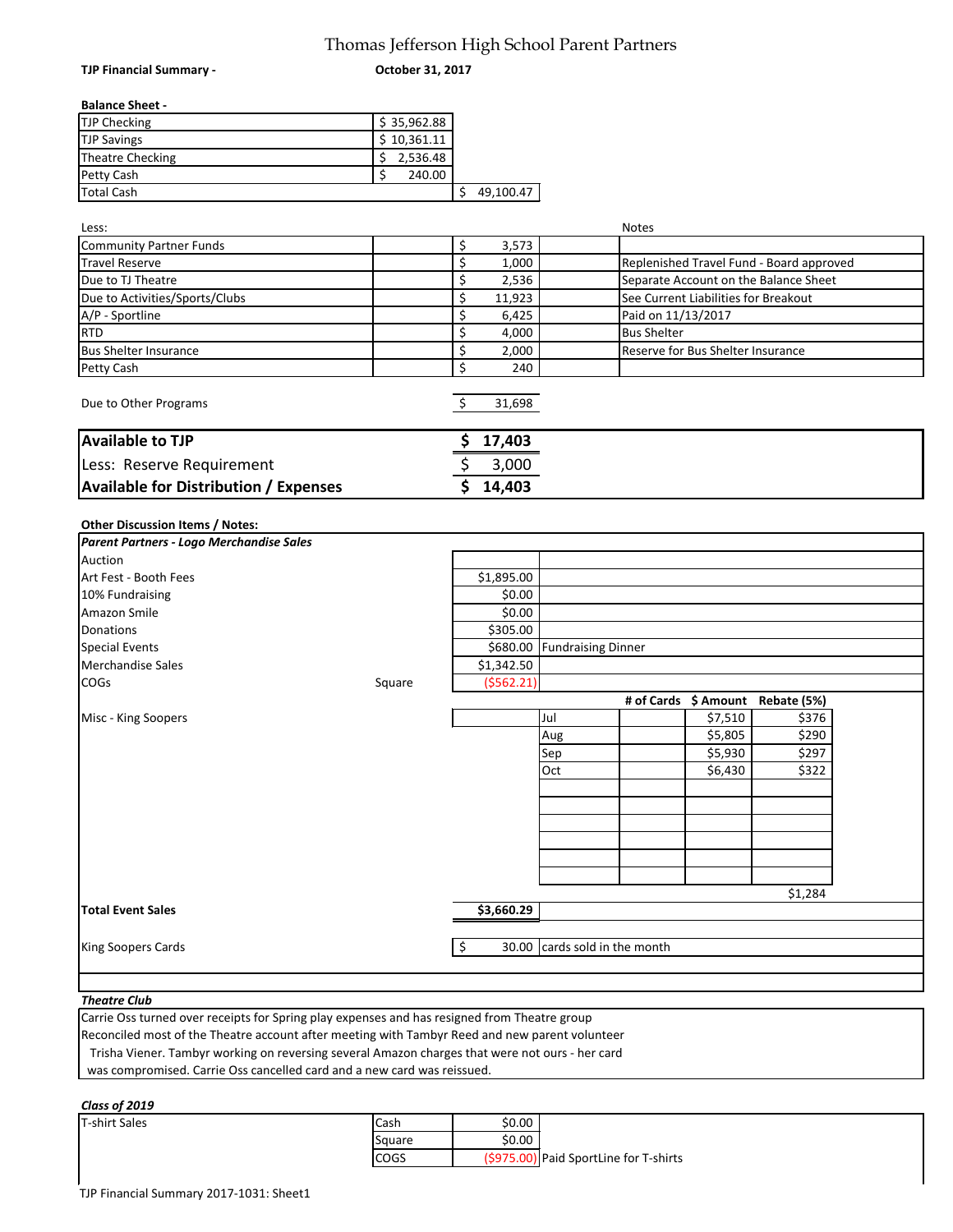# Thomas Jefferson High School Parent Partners

**TJP Financial Summary -** **October 31, 2017**

**Balance Sheet -**

| | | |
|---|---|---|
| TJP Checking | $ 35,962.88 | |
| TJP Savings | $ 10,361.11 | |
| Theatre Checking | $ 2,536.48 | |
| Petty Cash | $ 240.00 | |
| Total Cash | | $ 49,100.47 |

| Less: | | | Notes |
|---|---|---|---|
| Community Partner Funds | | $ 3,573 | |
| Travel Reserve | | $ 1,000 | Replenished Travel Fund - Board approved |
| Due to TJ Theatre | | $ 2,536 | Separate Account on the Balance Sheet |
| Due to Activities/Sports/Clubs | | $ 11,923 | See Current Liabilities for Breakout |
| A/P - Sportline | | $ 6,425 | Paid on 11/13/2017 |
| RTD | | $ 4,000 | Bus Shelter |
| Bus Shelter Insurance | | $ 2,000 | Reserve for Bus Shelter Insurance |
| Petty Cash | | $ 240 | |
| Due to Other Programs | | $ 31,698 | |

| | |
|---|---|
| **Available to TJP** | **$ 17,403** |
| Less: Reserve Requirement | $ 3,000 |
| **Available for Distribution / Expenses** | **$ 14,403** |

**Other Discussion Items / Notes:**

***Parent Partners - Logo Merchandise Sales***

| | | | | | | |
|---|---|---|---|---|---|---|
| Auction | | | | | | |
| Art Fest - Booth Fees | | $1,895.00 | | | | |
| 10% Fundraising | | $0.00 | | | | |
| Amazon Smile | | $0.00 | | | | |
| Donations | | $305.00 | | | | |
| Special Events | | $680.00 | Fundraising Dinner | | | |
| Merchandise Sales | | $1,342.50 | | | | |
| COGs | Square | ($562.21) | | | | |
| | | | | # of Cards | $ Amount | Rebate (5%) |
| Misc - King Soopers | | | Jul | | $7,510 | $376 |
| | | | Aug | | $5,805 | $290 |
| | | | Sep | | $5,930 | $297 |
| | | | Oct | | $6,430 | $322 |
| | | | | | | $1,284 |
| **Total Event Sales** | | **$3,660.29** | | | | |
| King Soopers Cards | | $ 30.00 | cards sold in the month | | | |

***Theatre Club***

Carrie Oss turned over receipts for Spring play expenses and has resigned from Theatre group
Reconciled most of the Theatre account after meeting with Tambyr Reed and new parent volunteer
Trisha Viener. Tambyr working on reversing several Amazon charges that were not ours - her card
was compromised. Carrie Oss cancelled card and a new card was reissued.

***Class of 2019***

| | | | |
|---|---|---|---|
| T-shirt Sales | Cash | $0.00 | |
| | Square | $0.00 | |
| | COGS | ($975.00) | Paid SportLine for T-shirts |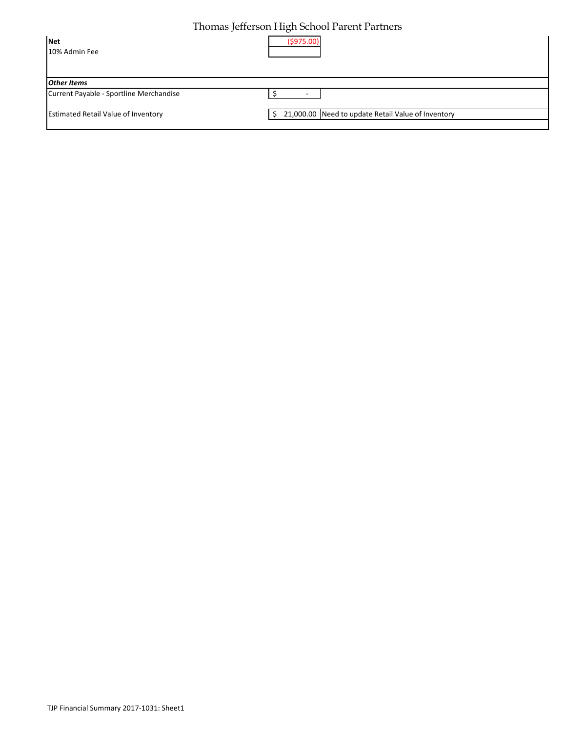| | | |
|---|---|---|
| **Net** | ($975.00) | |
| 10% Admin Fee | | |
| | | |
| ***Other Items*** | | |
| Current Payable - Sportline Merchandise | $ - | |
| Estimated Retail Value of Inventory | $ 21,000.00 | Need to update Retail Value of Inventory |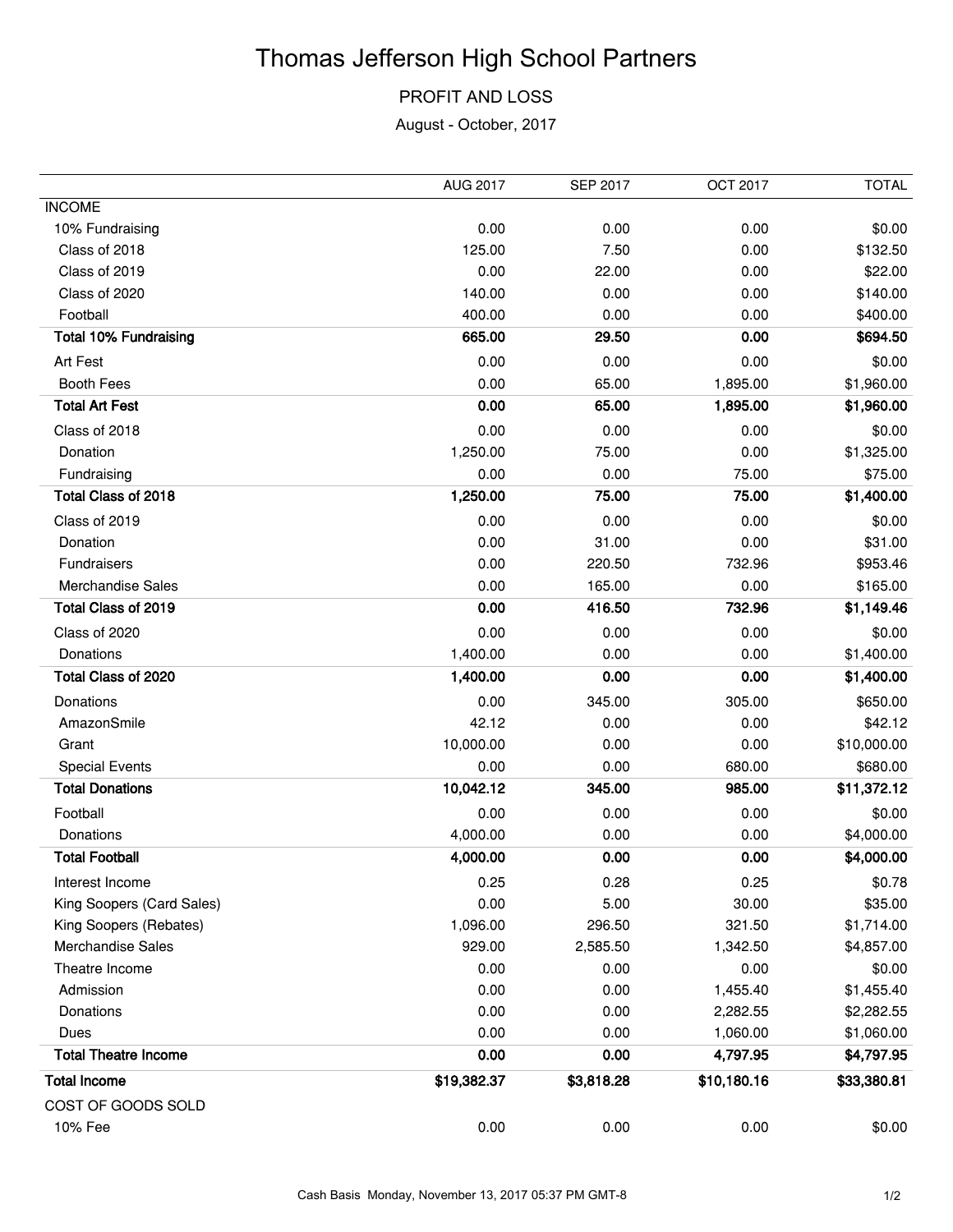# Thomas Jefferson High School Partners

## PROFIT AND LOSS

August - October, 2017

| | AUG 2017 | SEP 2017 | OCT 2017 | TOTAL |
|---|---|---|---|---|
| INCOME | | | | |
| 10% Fundraising | 0.00 | 0.00 | 0.00 | $0.00 |
| Class of 2018 | 125.00 | 7.50 | 0.00 | $132.50 |
| Class of 2019 | 0.00 | 22.00 | 0.00 | $22.00 |
| Class of 2020 | 140.00 | 0.00 | 0.00 | $140.00 |
| Football | 400.00 | 0.00 | 0.00 | $400.00 |
| **Total 10% Fundraising** | **665.00** | **29.50** | **0.00** | **$694.50** |
| Art Fest | 0.00 | 0.00 | 0.00 | $0.00 |
| Booth Fees | 0.00 | 65.00 | 1,895.00 | $1,960.00 |
| **Total Art Fest** | **0.00** | **65.00** | **1,895.00** | **$1,960.00** |
| Class of 2018 | 0.00 | 0.00 | 0.00 | $0.00 |
| Donation | 1,250.00 | 75.00 | 0.00 | $1,325.00 |
| Fundraising | 0.00 | 0.00 | 75.00 | $75.00 |
| **Total Class of 2018** | **1,250.00** | **75.00** | **75.00** | **$1,400.00** |
| Class of 2019 | 0.00 | 0.00 | 0.00 | $0.00 |
| Donation | 0.00 | 31.00 | 0.00 | $31.00 |
| Fundraisers | 0.00 | 220.50 | 732.96 | $953.46 |
| Merchandise Sales | 0.00 | 165.00 | 0.00 | $165.00 |
| **Total Class of 2019** | **0.00** | **416.50** | **732.96** | **$1,149.46** |
| Class of 2020 | 0.00 | 0.00 | 0.00 | $0.00 |
| Donations | 1,400.00 | 0.00 | 0.00 | $1,400.00 |
| **Total Class of 2020** | **1,400.00** | **0.00** | **0.00** | **$1,400.00** |
| Donations | 0.00 | 345.00 | 305.00 | $650.00 |
| AmazonSmile | 42.12 | 0.00 | 0.00 | $42.12 |
| Grant | 10,000.00 | 0.00 | 0.00 | $10,000.00 |
| Special Events | 0.00 | 0.00 | 680.00 | $680.00 |
| **Total Donations** | **10,042.12** | **345.00** | **985.00** | **$11,372.12** |
| Football | 0.00 | 0.00 | 0.00 | $0.00 |
| Donations | 4,000.00 | 0.00 | 0.00 | $4,000.00 |
| **Total Football** | **4,000.00** | **0.00** | **0.00** | **$4,000.00** |
| Interest Income | 0.25 | 0.28 | 0.25 | $0.78 |
| King Soopers (Card Sales) | 0.00 | 5.00 | 30.00 | $35.00 |
| King Soopers (Rebates) | 1,096.00 | 296.50 | 321.50 | $1,714.00 |
| Merchandise Sales | 929.00 | 2,585.50 | 1,342.50 | $4,857.00 |
| Theatre Income | 0.00 | 0.00 | 0.00 | $0.00 |
| Admission | 0.00 | 0.00 | 1,455.40 | $1,455.40 |
| Donations | 0.00 | 0.00 | 2,282.55 | $2,282.55 |
| Dues | 0.00 | 0.00 | 1,060.00 | $1,060.00 |
| **Total Theatre Income** | **0.00** | **0.00** | **4,797.95** | **$4,797.95** |
| **Total Income** | **$19,382.37** | **$3,818.28** | **$10,180.16** | **$33,380.81** |
| COST OF GOODS SOLD | | | | |
| 10% Fee | 0.00 | 0.00 | 0.00 | $0.00 |

Cash Basis Monday, November 13, 2017 05:37 PM GMT-8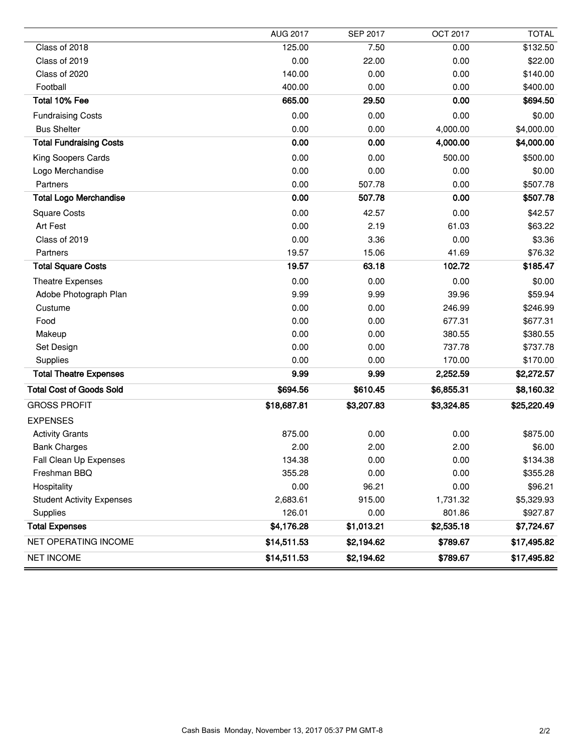| | AUG 2017 | SEP 2017 | OCT 2017 | TOTAL |
|---|---|---|---|---|
| Class of 2018 | 125.00 | 7.50 | 0.00 | $132.50 |
| Class of 2019 | 0.00 | 22.00 | 0.00 | $22.00 |
| Class of 2020 | 140.00 | 0.00 | 0.00 | $140.00 |
| Football | 400.00 | 0.00 | 0.00 | $400.00 |
| **Total 10% Fee** | **665.00** | **29.50** | **0.00** | **$694.50** |
| Fundraising Costs | 0.00 | 0.00 | 0.00 | $0.00 |
| Bus Shelter | 0.00 | 0.00 | 4,000.00 | $4,000.00 |
| **Total Fundraising Costs** | **0.00** | **0.00** | **4,000.00** | **$4,000.00** |
| King Soopers Cards | 0.00 | 0.00 | 500.00 | $500.00 |
| Logo Merchandise | 0.00 | 0.00 | 0.00 | $0.00 |
| Partners | 0.00 | 507.78 | 0.00 | $507.78 |
| **Total Logo Merchandise** | **0.00** | **507.78** | **0.00** | **$507.78** |
| Square Costs | 0.00 | 42.57 | 0.00 | $42.57 |
| Art Fest | 0.00 | 2.19 | 61.03 | $63.22 |
| Class of 2019 | 0.00 | 3.36 | 0.00 | $3.36 |
| Partners | 19.57 | 15.06 | 41.69 | $76.32 |
| **Total Square Costs** | **19.57** | **63.18** | **102.72** | **$185.47** |
| Theatre Expenses | 0.00 | 0.00 | 0.00 | $0.00 |
| Adobe Photograph Plan | 9.99 | 9.99 | 39.96 | $59.94 |
| Custume | 0.00 | 0.00 | 246.99 | $246.99 |
| Food | 0.00 | 0.00 | 677.31 | $677.31 |
| Makeup | 0.00 | 0.00 | 380.55 | $380.55 |
| Set Design | 0.00 | 0.00 | 737.78 | $737.78 |
| Supplies | 0.00 | 0.00 | 170.00 | $170.00 |
| **Total Theatre Expenses** | **9.99** | **9.99** | **2,252.59** | **$2,272.57** |
| **Total Cost of Goods Sold** | **$694.56** | **$610.45** | **$6,855.31** | **$8,160.32** |
| GROSS PROFIT | **$18,687.81** | **$3,207.83** | **$3,324.85** | **$25,220.49** |
| EXPENSES | | | | |
| Activity Grants | 875.00 | 0.00 | 0.00 | $875.00 |
| Bank Charges | 2.00 | 2.00 | 2.00 | $6.00 |
| Fall Clean Up Expenses | 134.38 | 0.00 | 0.00 | $134.38 |
| Freshman BBQ | 355.28 | 0.00 | 0.00 | $355.28 |
| Hospitality | 0.00 | 96.21 | 0.00 | $96.21 |
| Student Activity Expenses | 2,683.61 | 915.00 | 1,731.32 | $5,329.93 |
| Supplies | 126.01 | 0.00 | 801.86 | $927.87 |
| **Total Expenses** | **$4,176.28** | **$1,013.21** | **$2,535.18** | **$7,724.67** |
| NET OPERATING INCOME | **$14,511.53** | **$2,194.62** | **$789.67** | **$17,495.82** |
| NET INCOME | **$14,511.53** | **$2,194.62** | **$789.67** | **$17,495.82** |

Cash Basis Monday, November 13, 2017 05:37 PM GMT-8